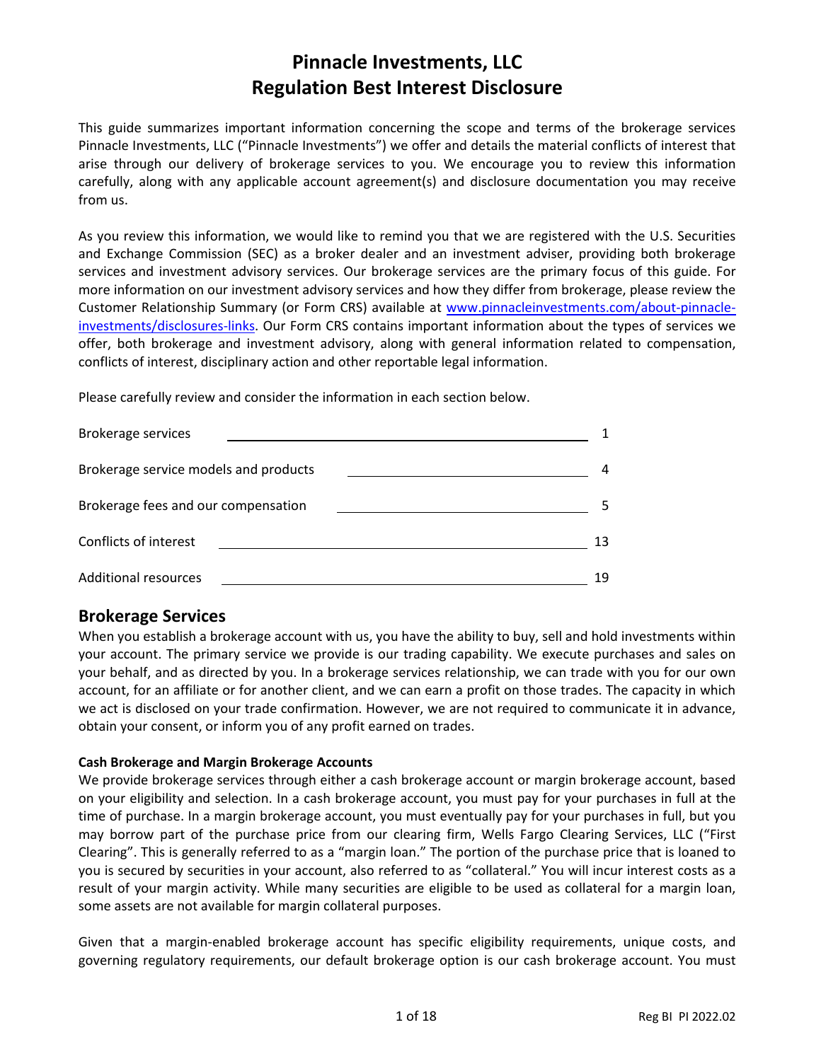# Pinnacle Investments, LLC
# Regulation Best Interest Disclosure

This guide summarizes important information concerning the scope and terms of the brokerage services Pinnacle Investments, LLC ("Pinnacle Investments") we offer and details the material conflicts of interest that arise through our delivery of brokerage services to you. We encourage you to review this information carefully, along with any applicable account agreement(s) and disclosure documentation you may receive from us.

As you review this information, we would like to remind you that we are registered with the U.S. Securities and Exchange Commission (SEC) as a broker dealer and an investment adviser, providing both brokerage services and investment advisory services. Our brokerage services are the primary focus of this guide. For more information on our investment advisory services and how they differ from brokerage, please review the Customer Relationship Summary (or Form CRS) available at www.pinnacleinvestments.com/about-pinnacle-investments/disclosures-links. Our Form CRS contains important information about the types of services we offer, both brokerage and investment advisory, along with general information related to compensation, conflicts of interest, disciplinary action and other reportable legal information.

Please carefully review and consider the information in each section below.

| Section | Page |
|---|---|
| Brokerage services | 1 |
| Brokerage service models and products | 4 |
| Brokerage fees and our compensation | 5 |
| Conflicts of interest | 13 |
| Additional resources | 19 |

## Brokerage Services

When you establish a brokerage account with us, you have the ability to buy, sell and hold investments within your account. The primary service we provide is our trading capability. We execute purchases and sales on your behalf, and as directed by you. In a brokerage services relationship, we can trade with you for our own account, for an affiliate or for another client, and we can earn a profit on those trades. The capacity in which we act is disclosed on your trade confirmation. However, we are not required to communicate it in advance, obtain your consent, or inform you of any profit earned on trades.

**Cash Brokerage and Margin Brokerage Accounts**

We provide brokerage services through either a cash brokerage account or margin brokerage account, based on your eligibility and selection. In a cash brokerage account, you must pay for your purchases in full at the time of purchase. In a margin brokerage account, you must eventually pay for your purchases in full, but you may borrow part of the purchase price from our clearing firm, Wells Fargo Clearing Services, LLC ("First Clearing". This is generally referred to as a "margin loan." The portion of the purchase price that is loaned to you is secured by securities in your account, also referred to as "collateral." You will incur interest costs as a result of your margin activity. While many securities are eligible to be used as collateral for a margin loan, some assets are not available for margin collateral purposes.

Given that a margin-enabled brokerage account has specific eligibility requirements, unique costs, and governing regulatory requirements, our default brokerage option is our cash brokerage account. You must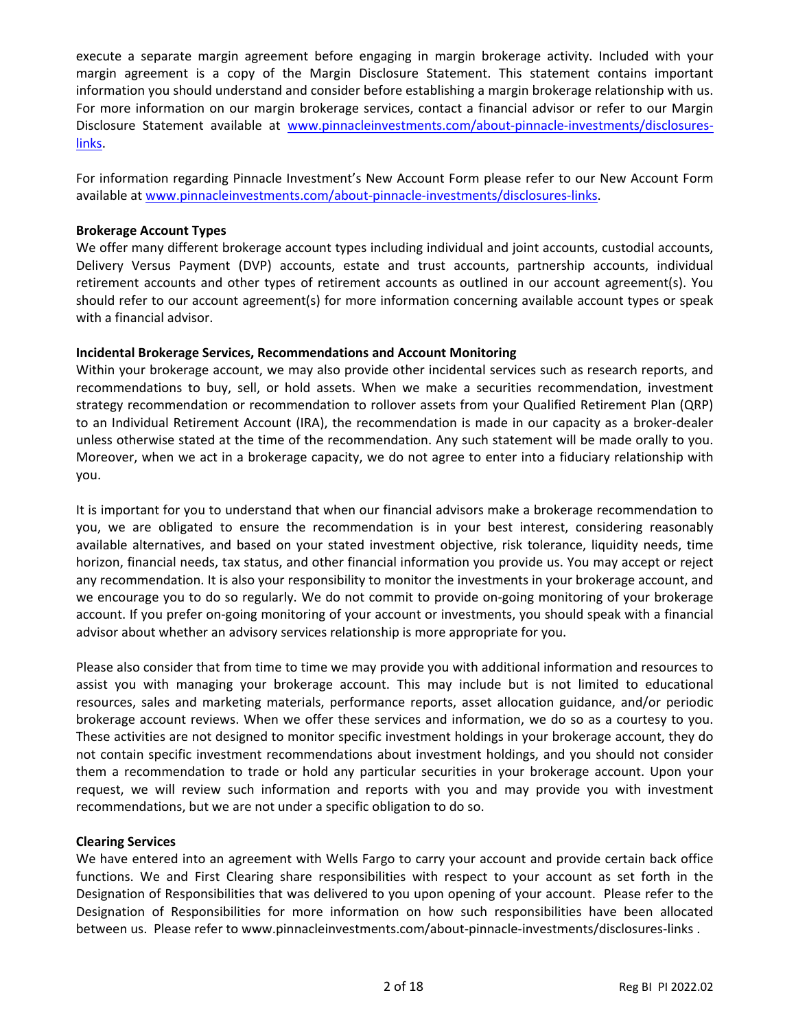execute a separate margin agreement before engaging in margin brokerage activity. Included with your margin agreement is a copy of the Margin Disclosure Statement. This statement contains important information you should understand and consider before establishing a margin brokerage relationship with us. For more information on our margin brokerage services, contact a financial advisor or refer to our Margin Disclosure Statement available at [www.pinnacleinvestments.com/about-pinnacle-investments/disclosures-links](www.pinnacleinvestments.com/about-pinnacle-investments/disclosures-links).

For information regarding Pinnacle Investment's New Account Form please refer to our New Account Form available at [www.pinnacleinvestments.com/about-pinnacle-investments/disclosures-links](www.pinnacleinvestments.com/about-pinnacle-investments/disclosures-links).

**Brokerage Account Types**

We offer many different brokerage account types including individual and joint accounts, custodial accounts, Delivery Versus Payment (DVP) accounts, estate and trust accounts, partnership accounts, individual retirement accounts and other types of retirement accounts as outlined in our account agreement(s). You should refer to our account agreement(s) for more information concerning available account types or speak with a financial advisor.

**Incidental Brokerage Services, Recommendations and Account Monitoring**

Within your brokerage account, we may also provide other incidental services such as research reports, and recommendations to buy, sell, or hold assets. When we make a securities recommendation, investment strategy recommendation or recommendation to rollover assets from your Qualified Retirement Plan (QRP) to an Individual Retirement Account (IRA), the recommendation is made in our capacity as a broker-dealer unless otherwise stated at the time of the recommendation. Any such statement will be made orally to you. Moreover, when we act in a brokerage capacity, we do not agree to enter into a fiduciary relationship with you.

It is important for you to understand that when our financial advisors make a brokerage recommendation to you, we are obligated to ensure the recommendation is in your best interest, considering reasonably available alternatives, and based on your stated investment objective, risk tolerance, liquidity needs, time horizon, financial needs, tax status, and other financial information you provide us. You may accept or reject any recommendation. It is also your responsibility to monitor the investments in your brokerage account, and we encourage you to do so regularly. We do not commit to provide on-going monitoring of your brokerage account. If you prefer on-going monitoring of your account or investments, you should speak with a financial advisor about whether an advisory services relationship is more appropriate for you.

Please also consider that from time to time we may provide you with additional information and resources to assist you with managing your brokerage account. This may include but is not limited to educational resources, sales and marketing materials, performance reports, asset allocation guidance, and/or periodic brokerage account reviews. When we offer these services and information, we do so as a courtesy to you. These activities are not designed to monitor specific investment holdings in your brokerage account, they do not contain specific investment recommendations about investment holdings, and you should not consider them a recommendation to trade or hold any particular securities in your brokerage account. Upon your request, we will review such information and reports with you and may provide you with investment recommendations, but we are not under a specific obligation to do so.

**Clearing Services**

We have entered into an agreement with Wells Fargo to carry your account and provide certain back office functions. We and First Clearing share responsibilities with respect to your account as set forth in the Designation of Responsibilities that was delivered to you upon opening of your account. Please refer to the Designation of Responsibilities for more information on how such responsibilities have been allocated between us. Please refer to www.pinnacleinvestments.com/about-pinnacle-investments/disclosures-links .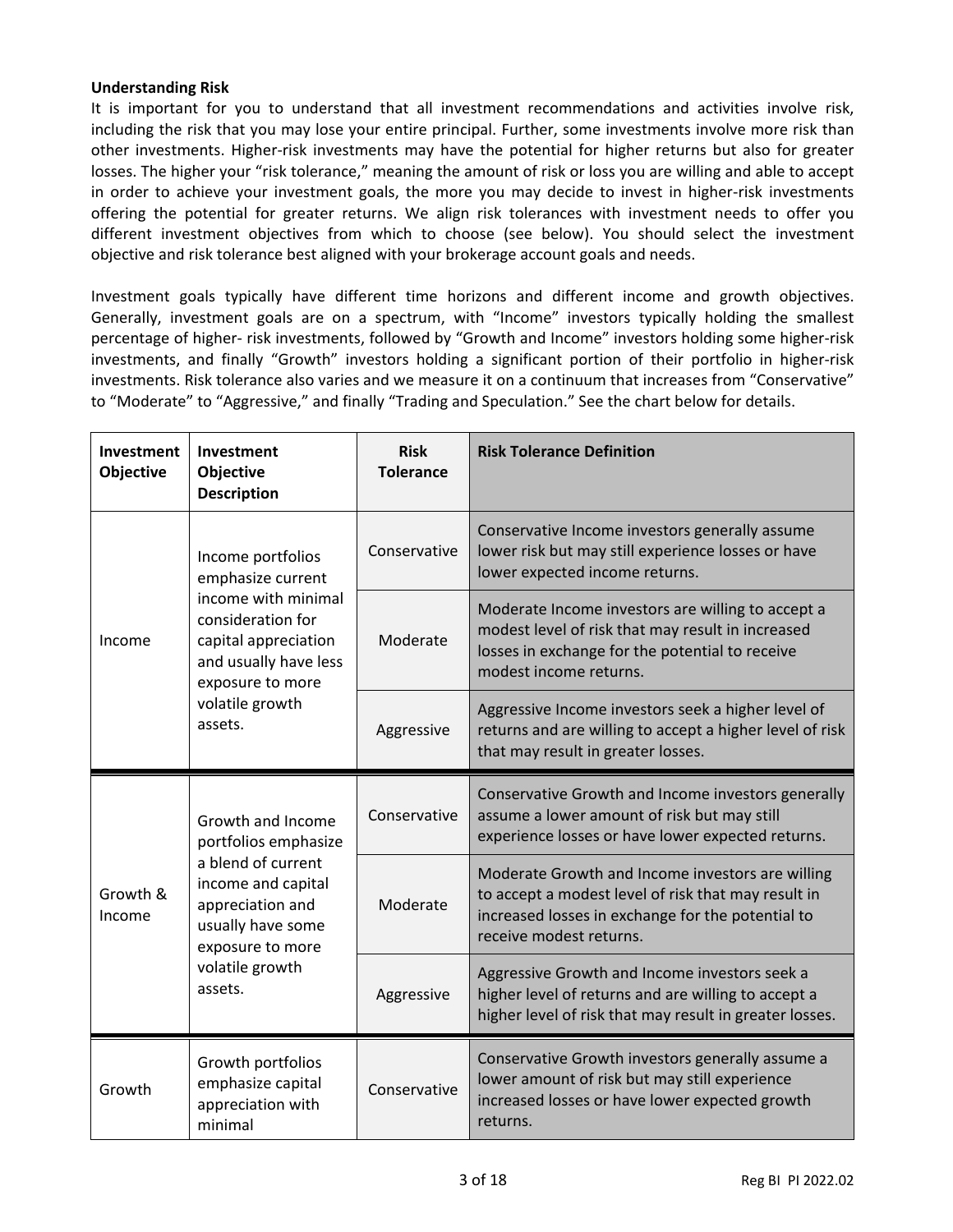**Understanding Risk**

It is important for you to understand that all investment recommendations and activities involve risk, including the risk that you may lose your entire principal. Further, some investments involve more risk than other investments. Higher-risk investments may have the potential for higher returns but also for greater losses. The higher your "risk tolerance," meaning the amount of risk or loss you are willing and able to accept in order to achieve your investment goals, the more you may decide to invest in higher-risk investments offering the potential for greater returns. We align risk tolerances with investment needs to offer you different investment objectives from which to choose (see below). You should select the investment objective and risk tolerance best aligned with your brokerage account goals and needs.

Investment goals typically have different time horizons and different income and growth objectives. Generally, investment goals are on a spectrum, with "Income" investors typically holding the smallest percentage of higher- risk investments, followed by "Growth and Income" investors holding some higher-risk investments, and finally "Growth" investors holding a significant portion of their portfolio in higher-risk investments. Risk tolerance also varies and we measure it on a continuum that increases from "Conservative" to "Moderate" to "Aggressive," and finally "Trading and Speculation." See the chart below for details.

| Investment Objective | Investment Objective Description | Risk Tolerance | Risk Tolerance Definition |
|---|---|---|---|
| Income | Income portfolios emphasize current income with minimal consideration for capital appreciation and usually have less exposure to more volatile growth assets. | Conservative | Conservative Income investors generally assume lower risk but may still experience losses or have lower expected income returns. |
| | | Moderate | Moderate Income investors are willing to accept a modest level of risk that may result in increased losses in exchange for the potential to receive modest income returns. |
| | | Aggressive | Aggressive Income investors seek a higher level of returns and are willing to accept a higher level of risk that may result in greater losses. |
| Growth & Income | Growth and Income portfolios emphasize a blend of current income and capital appreciation and usually have some exposure to more volatile growth assets. | Conservative | Conservative Growth and Income investors generally assume a lower amount of risk but may still experience losses or have lower expected returns. |
| | | Moderate | Moderate Growth and Income investors are willing to accept a modest level of risk that may result in increased losses in exchange for the potential to receive modest returns. |
| | | Aggressive | Aggressive Growth and Income investors seek a higher level of returns and are willing to accept a higher level of risk that may result in greater losses. |
| Growth | Growth portfolios emphasize capital appreciation with minimal | Conservative | Conservative Growth investors generally assume a lower amount of risk but may still experience increased losses or have lower expected growth returns. |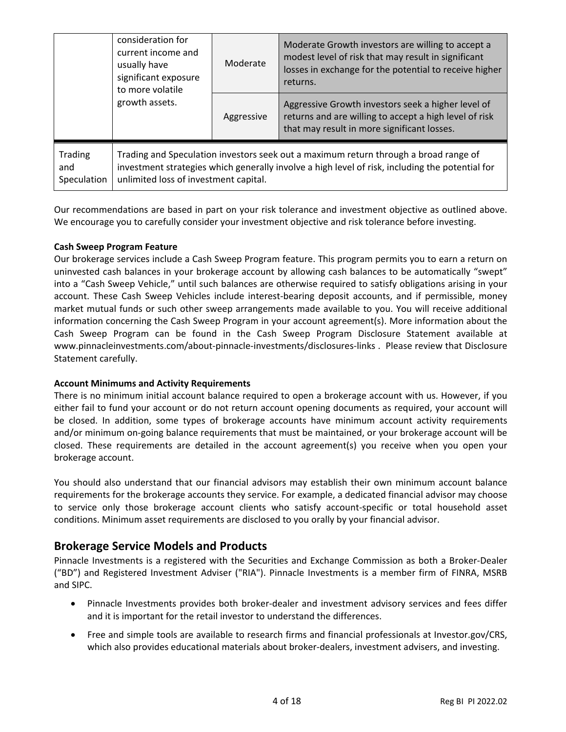| | | | |
|---|---|---|---|
| | consideration for current income and usually have significant exposure to more volatile growth assets. | Moderate | Moderate Growth investors are willing to accept a modest level of risk that may result in significant losses in exchange for the potential to receive higher returns. |
| | | Aggressive | Aggressive Growth investors seek a higher level of returns and are willing to accept a high level of risk that may result in more significant losses. |
| Trading and Speculation | Trading and Speculation investors seek out a maximum return through a broad range of investment strategies which generally involve a high level of risk, including the potential for unlimited loss of investment capital. | | |

Our recommendations are based in part on your risk tolerance and investment objective as outlined above. We encourage you to carefully consider your investment objective and risk tolerance before investing.

**Cash Sweep Program Feature**

Our brokerage services include a Cash Sweep Program feature. This program permits you to earn a return on uninvested cash balances in your brokerage account by allowing cash balances to be automatically "swept" into a "Cash Sweep Vehicle," until such balances are otherwise required to satisfy obligations arising in your account. These Cash Sweep Vehicles include interest-bearing deposit accounts, and if permissible, money market mutual funds or such other sweep arrangements made available to you. You will receive additional information concerning the Cash Sweep Program in your account agreement(s). More information about the Cash Sweep Program can be found in the Cash Sweep Program Disclosure Statement available at www.pinnacleinvestments.com/about-pinnacle-investments/disclosures-links . Please review that Disclosure Statement carefully.

**Account Minimums and Activity Requirements**

There is no minimum initial account balance required to open a brokerage account with us. However, if you either fail to fund your account or do not return account opening documents as required, your account will be closed. In addition, some types of brokerage accounts have minimum account activity requirements and/or minimum on-going balance requirements that must be maintained, or your brokerage account will be closed. These requirements are detailed in the account agreement(s) you receive when you open your brokerage account.

You should also understand that our financial advisors may establish their own minimum account balance requirements for the brokerage accounts they service. For example, a dedicated financial advisor may choose to service only those brokerage account clients who satisfy account-specific or total household asset conditions. Minimum asset requirements are disclosed to you orally by your financial advisor.

## Brokerage Service Models and Products

Pinnacle Investments is a registered with the Securities and Exchange Commission as both a Broker-Dealer ("BD") and Registered Investment Adviser ("RIA"). Pinnacle Investments is a member firm of FINRA, MSRB and SIPC.

- Pinnacle Investments provides both broker-dealer and investment advisory services and fees differ and it is important for the retail investor to understand the differences.
- Free and simple tools are available to research firms and financial professionals at Investor.gov/CRS, which also provides educational materials about broker-dealers, investment advisers, and investing.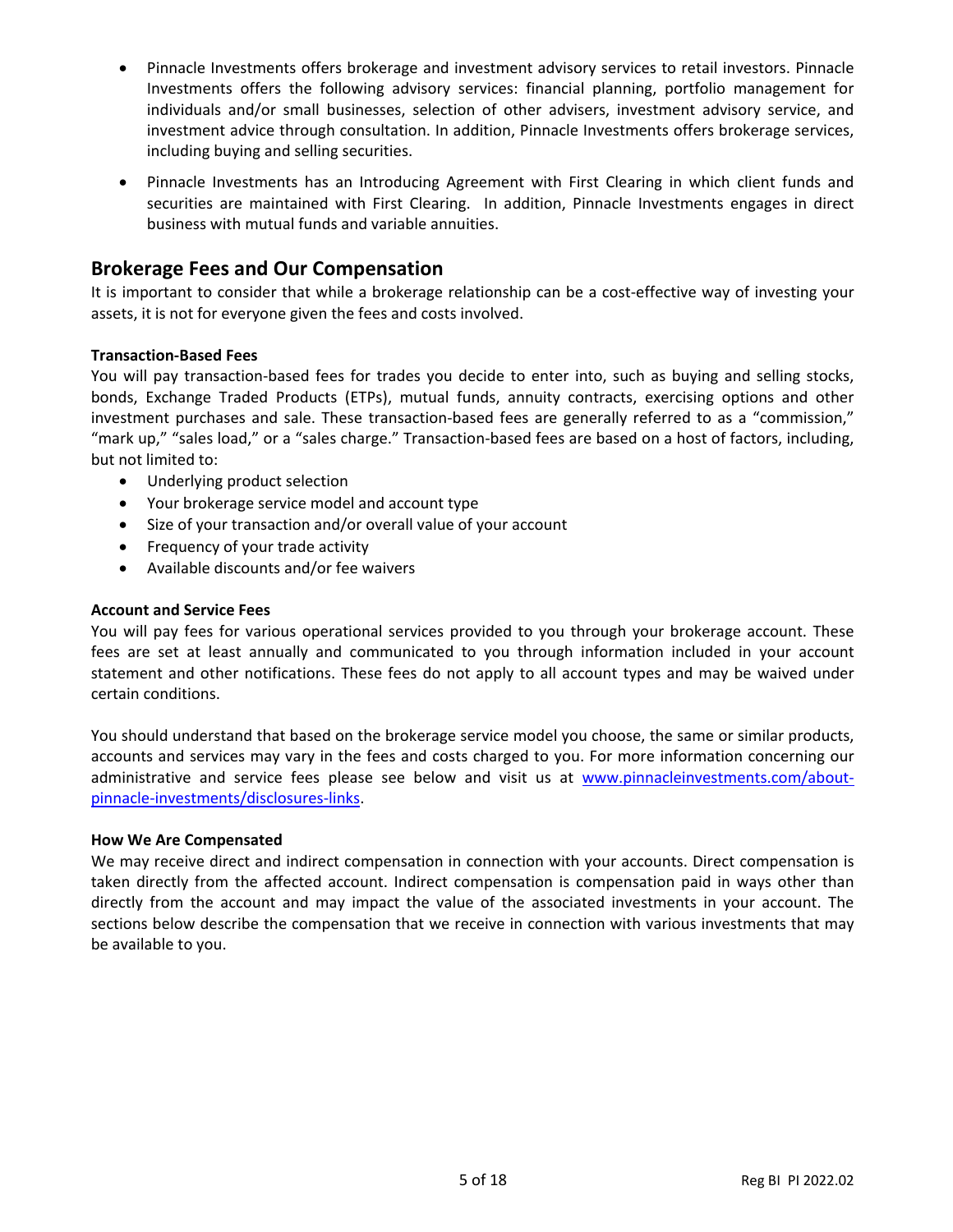- Pinnacle Investments offers brokerage and investment advisory services to retail investors. Pinnacle Investments offers the following advisory services: financial planning, portfolio management for individuals and/or small businesses, selection of other advisers, investment advisory service, and investment advice through consultation. In addition, Pinnacle Investments offers brokerage services, including buying and selling securities.
- Pinnacle Investments has an Introducing Agreement with First Clearing in which client funds and securities are maintained with First Clearing. In addition, Pinnacle Investments engages in direct business with mutual funds and variable annuities.

## Brokerage Fees and Our Compensation

It is important to consider that while a brokerage relationship can be a cost-effective way of investing your assets, it is not for everyone given the fees and costs involved.

**Transaction-Based Fees**

You will pay transaction-based fees for trades you decide to enter into, such as buying and selling stocks, bonds, Exchange Traded Products (ETPs), mutual funds, annuity contracts, exercising options and other investment purchases and sale. These transaction-based fees are generally referred to as a "commission," "mark up," "sales load," or a "sales charge." Transaction-based fees are based on a host of factors, including, but not limited to:

- Underlying product selection
- Your brokerage service model and account type
- Size of your transaction and/or overall value of your account
- Frequency of your trade activity
- Available discounts and/or fee waivers

**Account and Service Fees**

You will pay fees for various operational services provided to you through your brokerage account. These fees are set at least annually and communicated to you through information included in your account statement and other notifications. These fees do not apply to all account types and may be waived under certain conditions.

You should understand that based on the brokerage service model you choose, the same or similar products, accounts and services may vary in the fees and costs charged to you. For more information concerning our administrative and service fees please see below and visit us at [www.pinnacleinvestments.com/about-pinnacle-investments/disclosures-links](www.pinnacleinvestments.com/about-pinnacle-investments/disclosures-links).

**How We Are Compensated**

We may receive direct and indirect compensation in connection with your accounts. Direct compensation is taken directly from the affected account. Indirect compensation is compensation paid in ways other than directly from the account and may impact the value of the associated investments in your account. The sections below describe the compensation that we receive in connection with various investments that may be available to you.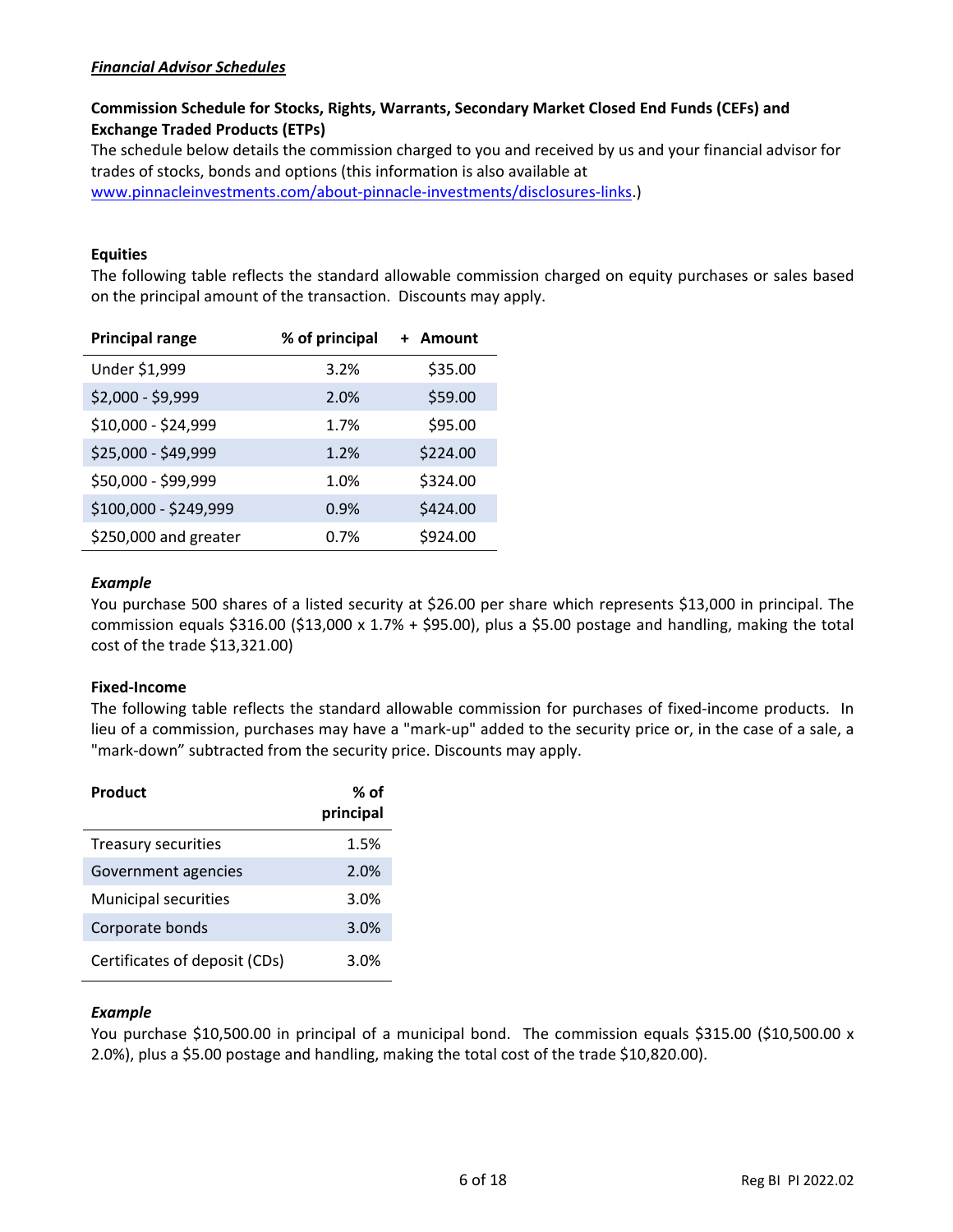***Financial Advisor Schedules***

**Commission Schedule for Stocks, Rights, Warrants, Secondary Market Closed End Funds (CEFs) and Exchange Traded Products (ETPs)**

The schedule below details the commission charged to you and received by us and your financial advisor for trades of stocks, bonds and options (this information is also available at [www.pinnacleinvestments.com/about-pinnacle-investments/disclosures-links](www.pinnacleinvestments.com/about-pinnacle-investments/disclosures-links).)

**Equities**

The following table reflects the standard allowable commission charged on equity purchases or sales based on the principal amount of the transaction. Discounts may apply.

| Principal range | % of principal | + Amount |
|---|---|---|
| Under $1,999 | 3.2% | $35.00 |
| $2,000 - $9,999 | 2.0% | $59.00 |
| $10,000 - $24,999 | 1.7% | $95.00 |
| $25,000 - $49,999 | 1.2% | $224.00 |
| $50,000 - $99,999 | 1.0% | $324.00 |
| $100,000 - $249,999 | 0.9% | $424.00 |
| $250,000 and greater | 0.7% | $924.00 |

***Example***

You purchase 500 shares of a listed security at $26.00 per share which represents $13,000 in principal. The commission equals $316.00 ($13,000 x 1.7% + $95.00), plus a $5.00 postage and handling, making the total cost of the trade $13,321.00)

**Fixed-Income**

The following table reflects the standard allowable commission for purchases of fixed-income products. In lieu of a commission, purchases may have a "mark-up" added to the security price or, in the case of a sale, a "mark-down" subtracted from the security price. Discounts may apply.

| Product | % of principal |
|---|---|
| Treasury securities | 1.5% |
| Government agencies | 2.0% |
| Municipal securities | 3.0% |
| Corporate bonds | 3.0% |
| Certificates of deposit (CDs) | 3.0% |

***Example***

You purchase $10,500.00 in principal of a municipal bond. The commission equals $315.00 ($10,500.00 x 2.0%), plus a $5.00 postage and handling, making the total cost of the trade $10,820.00).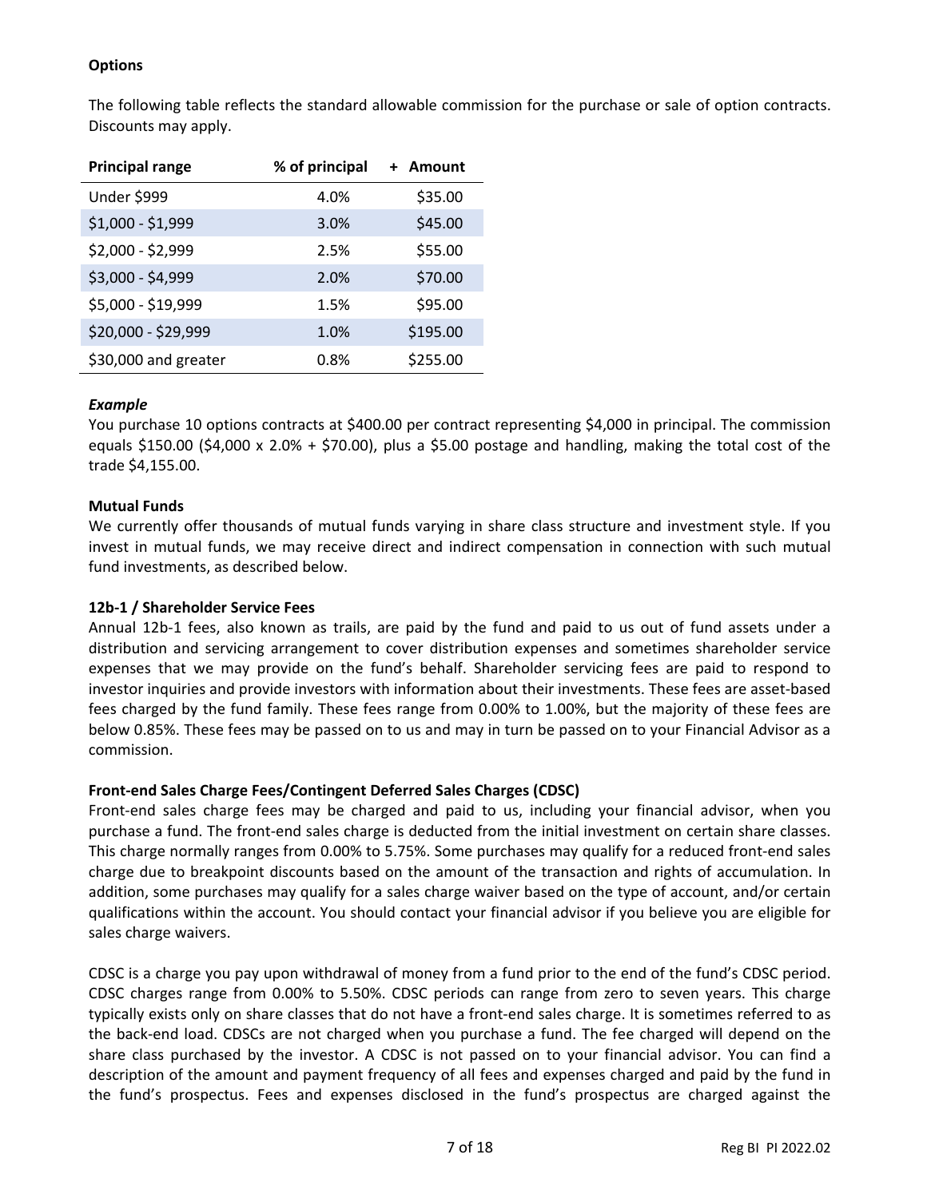**Options**

The following table reflects the standard allowable commission for the purchase or sale of option contracts. Discounts may apply.

| Principal range | % of principal | + Amount |
|---|---|---|
| Under $999 | 4.0% | $35.00 |
| $1,000 - $1,999 | 3.0% | $45.00 |
| $2,000 - $2,999 | 2.5% | $55.00 |
| $3,000 - $4,999 | 2.0% | $70.00 |
| $5,000 - $19,999 | 1.5% | $95.00 |
| $20,000 - $29,999 | 1.0% | $195.00 |
| $30,000 and greater | 0.8% | $255.00 |

***Example***

You purchase 10 options contracts at $400.00 per contract representing $4,000 in principal. The commission equals $150.00 ($4,000 x 2.0% + $70.00), plus a $5.00 postage and handling, making the total cost of the trade $4,155.00.

**Mutual Funds**

We currently offer thousands of mutual funds varying in share class structure and investment style. If you invest in mutual funds, we may receive direct and indirect compensation in connection with such mutual fund investments, as described below.

**12b-1 / Shareholder Service Fees**

Annual 12b-1 fees, also known as trails, are paid by the fund and paid to us out of fund assets under a distribution and servicing arrangement to cover distribution expenses and sometimes shareholder service expenses that we may provide on the fund's behalf. Shareholder servicing fees are paid to respond to investor inquiries and provide investors with information about their investments. These fees are asset-based fees charged by the fund family. These fees range from 0.00% to 1.00%, but the majority of these fees are below 0.85%. These fees may be passed on to us and may in turn be passed on to your Financial Advisor as a commission.

**Front-end Sales Charge Fees/Contingent Deferred Sales Charges (CDSC)**

Front-end sales charge fees may be charged and paid to us, including your financial advisor, when you purchase a fund. The front-end sales charge is deducted from the initial investment on certain share classes. This charge normally ranges from 0.00% to 5.75%. Some purchases may qualify for a reduced front-end sales charge due to breakpoint discounts based on the amount of the transaction and rights of accumulation. In addition, some purchases may qualify for a sales charge waiver based on the type of account, and/or certain qualifications within the account. You should contact your financial advisor if you believe you are eligible for sales charge waivers.

CDSC is a charge you pay upon withdrawal of money from a fund prior to the end of the fund's CDSC period. CDSC charges range from 0.00% to 5.50%. CDSC periods can range from zero to seven years. This charge typically exists only on share classes that do not have a front-end sales charge. It is sometimes referred to as the back-end load. CDSCs are not charged when you purchase a fund. The fee charged will depend on the share class purchased by the investor. A CDSC is not passed on to your financial advisor. You can find a description of the amount and payment frequency of all fees and expenses charged and paid by the fund in the fund's prospectus. Fees and expenses disclosed in the fund's prospectus are charged against the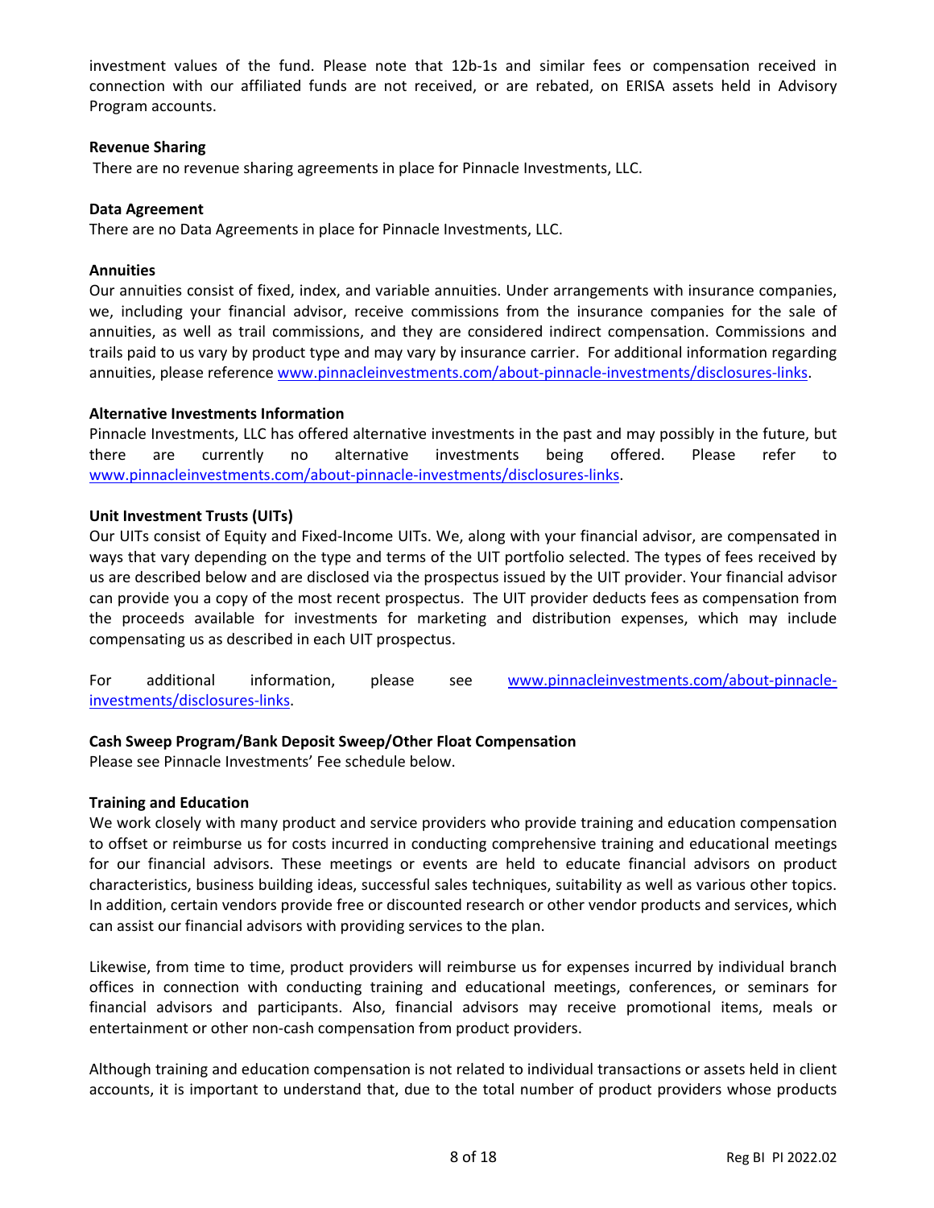investment values of the fund. Please note that 12b-1s and similar fees or compensation received in connection with our affiliated funds are not received, or are rebated, on ERISA assets held in Advisory Program accounts.

**Revenue Sharing**

There are no revenue sharing agreements in place for Pinnacle Investments, LLC.

**Data Agreement**

There are no Data Agreements in place for Pinnacle Investments, LLC.

**Annuities**

Our annuities consist of fixed, index, and variable annuities. Under arrangements with insurance companies, we, including your financial advisor, receive commissions from the insurance companies for the sale of annuities, as well as trail commissions, and they are considered indirect compensation. Commissions and trails paid to us vary by product type and may vary by insurance carrier. For additional information regarding annuities, please reference www.pinnacleinvestments.com/about-pinnacle-investments/disclosures-links.

**Alternative Investments Information**

Pinnacle Investments, LLC has offered alternative investments in the past and may possibly in the future, but there are currently no alternative investments being offered. Please refer to www.pinnacleinvestments.com/about-pinnacle-investments/disclosures-links.

**Unit Investment Trusts (UITs)**

Our UITs consist of Equity and Fixed-Income UITs. We, along with your financial advisor, are compensated in ways that vary depending on the type and terms of the UIT portfolio selected. The types of fees received by us are described below and are disclosed via the prospectus issued by the UIT provider. Your financial advisor can provide you a copy of the most recent prospectus. The UIT provider deducts fees as compensation from the proceeds available for investments for marketing and distribution expenses, which may include compensating us as described in each UIT prospectus.

For additional information, please see www.pinnacleinvestments.com/about-pinnacle-investments/disclosures-links.

**Cash Sweep Program/Bank Deposit Sweep/Other Float Compensation**

Please see Pinnacle Investments' Fee schedule below.

**Training and Education**

We work closely with many product and service providers who provide training and education compensation to offset or reimburse us for costs incurred in conducting comprehensive training and educational meetings for our financial advisors. These meetings or events are held to educate financial advisors on product characteristics, business building ideas, successful sales techniques, suitability as well as various other topics. In addition, certain vendors provide free or discounted research or other vendor products and services, which can assist our financial advisors with providing services to the plan.

Likewise, from time to time, product providers will reimburse us for expenses incurred by individual branch offices in connection with conducting training and educational meetings, conferences, or seminars for financial advisors and participants. Also, financial advisors may receive promotional items, meals or entertainment or other non-cash compensation from product providers.

Although training and education compensation is not related to individual transactions or assets held in client accounts, it is important to understand that, due to the total number of product providers whose products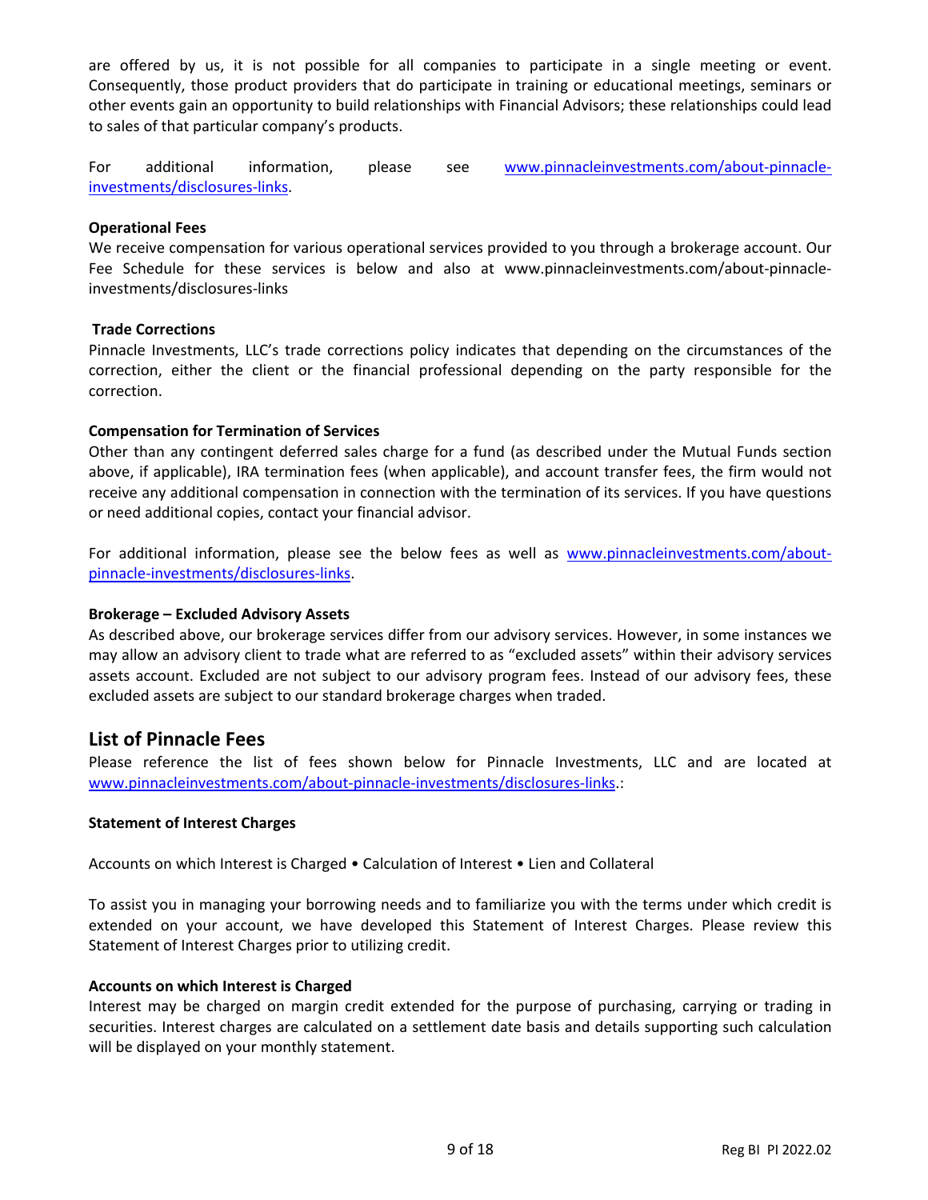are offered by us, it is not possible for all companies to participate in a single meeting or event. Consequently, those product providers that do participate in training or educational meetings, seminars or other events gain an opportunity to build relationships with Financial Advisors; these relationships could lead to sales of that particular company's products.

For additional information, please see www.pinnacleinvestments.com/about-pinnacle-investments/disclosures-links.

**Operational Fees**

We receive compensation for various operational services provided to you through a brokerage account. Our Fee Schedule for these services is below and also at www.pinnacleinvestments.com/about-pinnacle-investments/disclosures-links

**Trade Corrections**

Pinnacle Investments, LLC's trade corrections policy indicates that depending on the circumstances of the correction, either the client or the financial professional depending on the party responsible for the correction.

**Compensation for Termination of Services**

Other than any contingent deferred sales charge for a fund (as described under the Mutual Funds section above, if applicable), IRA termination fees (when applicable), and account transfer fees, the firm would not receive any additional compensation in connection with the termination of its services. If you have questions or need additional copies, contact your financial advisor.

For additional information, please see the below fees as well as www.pinnacleinvestments.com/about-pinnacle-investments/disclosures-links.

**Brokerage – Excluded Advisory Assets**

As described above, our brokerage services differ from our advisory services. However, in some instances we may allow an advisory client to trade what are referred to as "excluded assets" within their advisory services assets account. Excluded are not subject to our advisory program fees. Instead of our advisory fees, these excluded assets are subject to our standard brokerage charges when traded.

## List of Pinnacle Fees

Please reference the list of fees shown below for Pinnacle Investments, LLC and are located at www.pinnacleinvestments.com/about-pinnacle-investments/disclosures-links.:

**Statement of Interest Charges**

Accounts on which Interest is Charged • Calculation of Interest • Lien and Collateral

To assist you in managing your borrowing needs and to familiarize you with the terms under which credit is extended on your account, we have developed this Statement of Interest Charges. Please review this Statement of Interest Charges prior to utilizing credit.

**Accounts on which Interest is Charged**

Interest may be charged on margin credit extended for the purpose of purchasing, carrying or trading in securities. Interest charges are calculated on a settlement date basis and details supporting such calculation will be displayed on your monthly statement.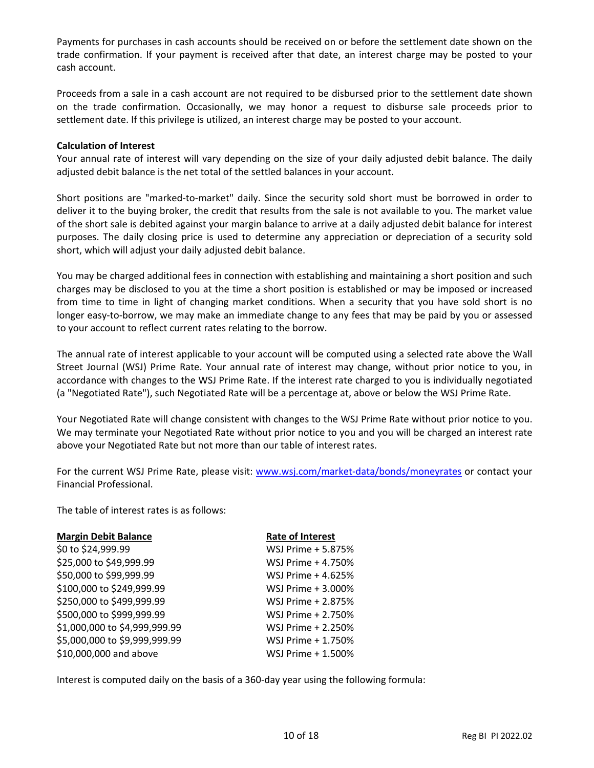Payments for purchases in cash accounts should be received on or before the settlement date shown on the trade confirmation. If your payment is received after that date, an interest charge may be posted to your cash account.

Proceeds from a sale in a cash account are not required to be disbursed prior to the settlement date shown on the trade confirmation. Occasionally, we may honor a request to disburse sale proceeds prior to settlement date. If this privilege is utilized, an interest charge may be posted to your account.

**Calculation of Interest**

Your annual rate of interest will vary depending on the size of your daily adjusted debit balance. The daily adjusted debit balance is the net total of the settled balances in your account.

Short positions are "marked-to-market" daily. Since the security sold short must be borrowed in order to deliver it to the buying broker, the credit that results from the sale is not available to you. The market value of the short sale is debited against your margin balance to arrive at a daily adjusted debit balance for interest purposes. The daily closing price is used to determine any appreciation or depreciation of a security sold short, which will adjust your daily adjusted debit balance.

You may be charged additional fees in connection with establishing and maintaining a short position and such charges may be disclosed to you at the time a short position is established or may be imposed or increased from time to time in light of changing market conditions. When a security that you have sold short is no longer easy-to-borrow, we may make an immediate change to any fees that may be paid by you or assessed to your account to reflect current rates relating to the borrow.

The annual rate of interest applicable to your account will be computed using a selected rate above the Wall Street Journal (WSJ) Prime Rate. Your annual rate of interest may change, without prior notice to you, in accordance with changes to the WSJ Prime Rate. If the interest rate charged to you is individually negotiated (a "Negotiated Rate"), such Negotiated Rate will be a percentage at, above or below the WSJ Prime Rate.

Your Negotiated Rate will change consistent with changes to the WSJ Prime Rate without prior notice to you. We may terminate your Negotiated Rate without prior notice to you and you will be charged an interest rate above your Negotiated Rate but not more than our table of interest rates.

For the current WSJ Prime Rate, please visit: www.wsj.com/market-data/bonds/moneyrates or contact your Financial Professional.

The table of interest rates is as follows:

| Margin Debit Balance | Rate of Interest |
|---|---|
| $0 to $24,999.99 | WSJ Prime + 5.875% |
| $25,000 to $49,999.99 | WSJ Prime + 4.750% |
| $50,000 to $99,999.99 | WSJ Prime + 4.625% |
| $100,000 to $249,999.99 | WSJ Prime + 3.000% |
| $250,000 to $499,999.99 | WSJ Prime + 2.875% |
| $500,000 to $999,999.99 | WSJ Prime + 2.750% |
| $1,000,000 to $4,999,999.99 | WSJ Prime + 2.250% |
| $5,000,000 to $9,999,999.99 | WSJ Prime + 1.750% |
| $10,000,000 and above | WSJ Prime + 1.500% |

Interest is computed daily on the basis of a 360-day year using the following formula: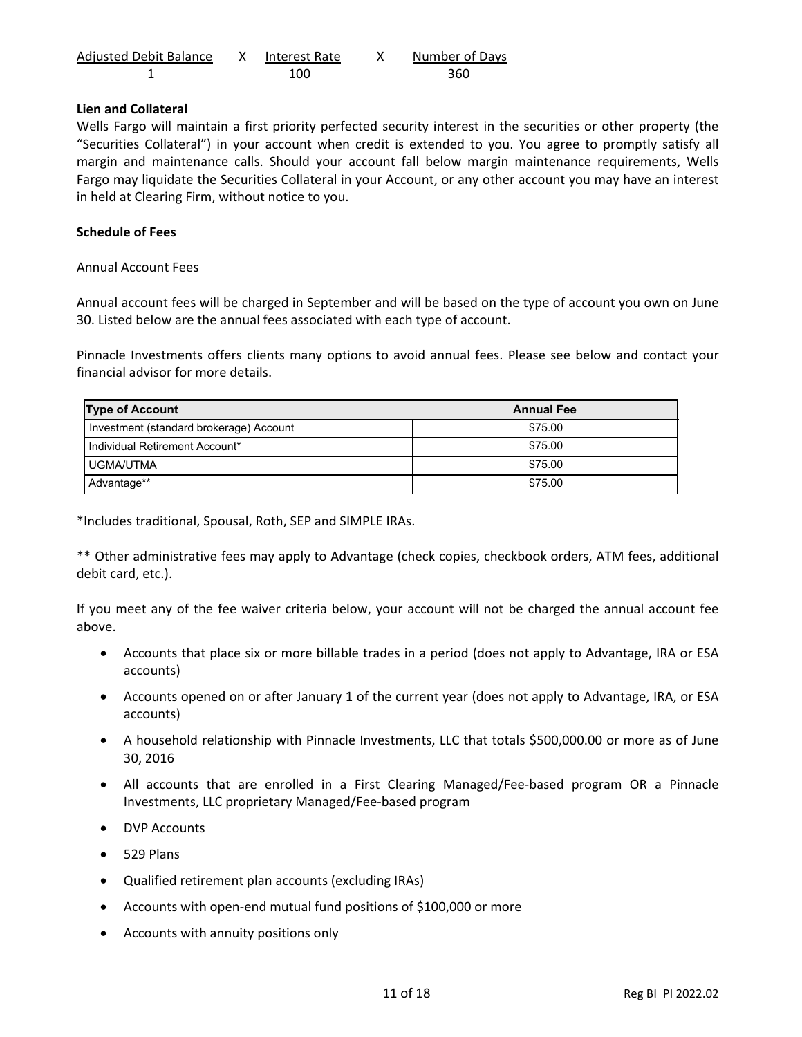$$\frac{\text{Adjusted Debit Balance}}{1} \times \frac{\text{Interest Rate}}{100} \times \frac{\text{Number of Days}}{360}$$

**Lien and Collateral**

Wells Fargo will maintain a first priority perfected security interest in the securities or other property (the "Securities Collateral") in your account when credit is extended to you. You agree to promptly satisfy all margin and maintenance calls. Should your account fall below margin maintenance requirements, Wells Fargo may liquidate the Securities Collateral in your Account, or any other account you may have an interest in held at Clearing Firm, without notice to you.

**Schedule of Fees**

Annual Account Fees

Annual account fees will be charged in September and will be based on the type of account you own on June 30. Listed below are the annual fees associated with each type of account.

Pinnacle Investments offers clients many options to avoid annual fees. Please see below and contact your financial advisor for more details.

| Type of Account | Annual Fee |
|---|---|
| Investment (standard brokerage) Account | $75.00 |
| Individual Retirement Account* | $75.00 |
| UGMA/UTMA | $75.00 |
| Advantage** | $75.00 |

*Includes traditional, Spousal, Roth, SEP and SIMPLE IRAs.

** Other administrative fees may apply to Advantage (check copies, checkbook orders, ATM fees, additional debit card, etc.).

If you meet any of the fee waiver criteria below, your account will not be charged the annual account fee above.

- Accounts that place six or more billable trades in a period (does not apply to Advantage, IRA or ESA accounts)
- Accounts opened on or after January 1 of the current year (does not apply to Advantage, IRA, or ESA accounts)
- A household relationship with Pinnacle Investments, LLC that totals $500,000.00 or more as of June 30, 2016
- All accounts that are enrolled in a First Clearing Managed/Fee-based program OR a Pinnacle Investments, LLC proprietary Managed/Fee-based program
- DVP Accounts
- 529 Plans
- Qualified retirement plan accounts (excluding IRAs)
- Accounts with open-end mutual fund positions of $100,000 or more
- Accounts with annuity positions only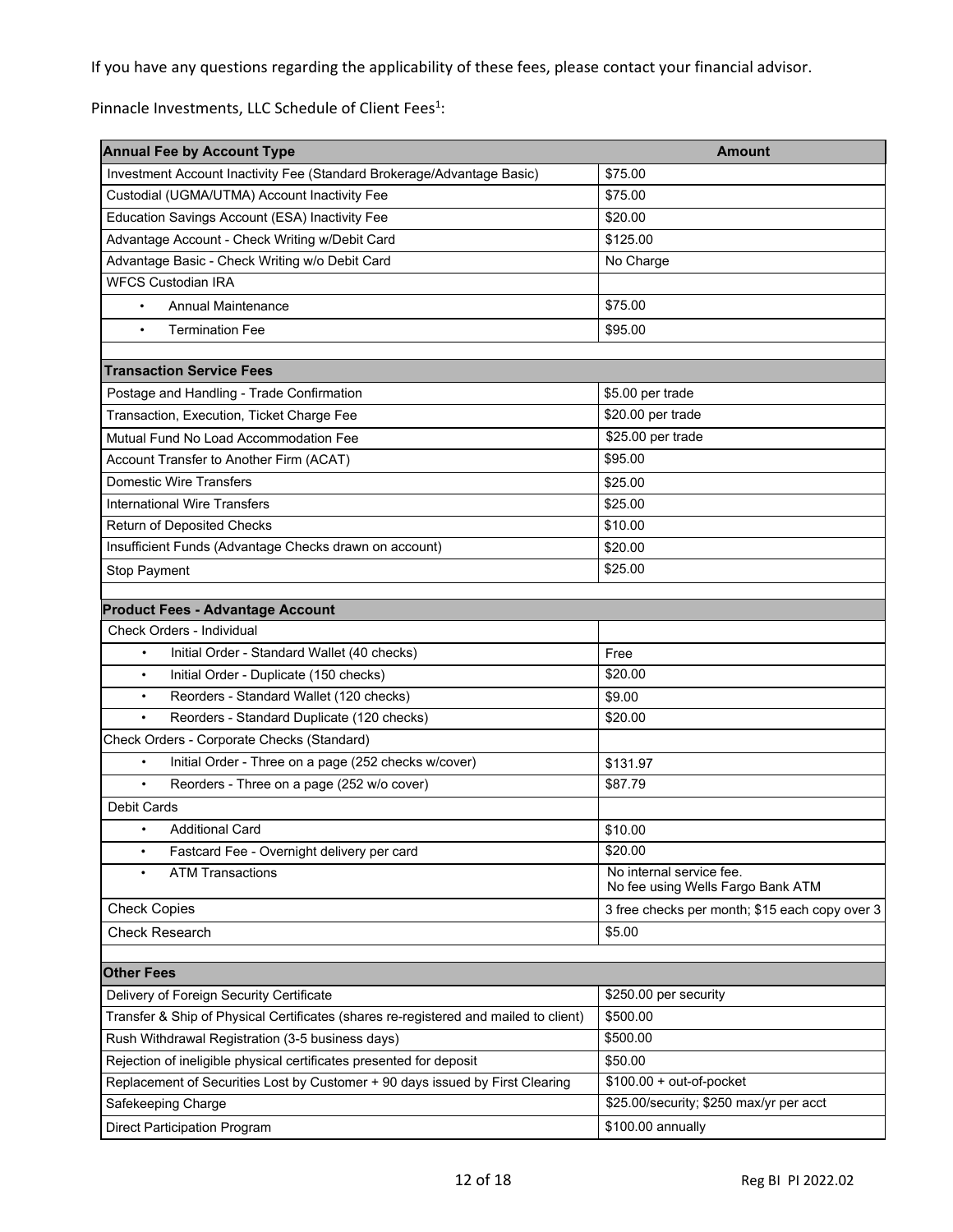If you have any questions regarding the applicability of these fees, please contact your financial advisor.

Pinnacle Investments, LLC Schedule of Client Fees[1]:

| **Annual Fee by Account Type** | **Amount** |
|---|---|
| Investment Account Inactivity Fee (Standard Brokerage/Advantage Basic) | $75.00 |
| Custodial (UGMA/UTMA) Account Inactivity Fee | $75.00 |
| Education Savings Account (ESA) Inactivity Fee | $20.00 |
| Advantage Account - Check Writing w/Debit Card | $125.00 |
| Advantage Basic - Check Writing w/o Debit Card | No Charge |
| WFCS Custodian IRA | |
| • Annual Maintenance | $75.00 |
| • Termination Fee | $95.00 |
| | |
| **Transaction Service Fees** | |
| Postage and Handling - Trade Confirmation | $5.00 per trade |
| Transaction, Execution, Ticket Charge Fee | $20.00 per trade |
| Mutual Fund No Load Accommodation Fee | $25.00 per trade |
| Account Transfer to Another Firm (ACAT) | $95.00 |
| Domestic Wire Transfers | $25.00 |
| International Wire Transfers | $25.00 |
| Return of Deposited Checks | $10.00 |
| Insufficient Funds (Advantage Checks drawn on account) | $20.00 |
| Stop Payment | $25.00 |
| | |
| **Product Fees - Advantage Account** | |
| Check Orders - Individual | |
| • Initial Order - Standard Wallet (40 checks) | Free |
| • Initial Order - Duplicate (150 checks) | $20.00 |
| • Reorders - Standard Wallet (120 checks) | $9.00 |
| • Reorders - Standard Duplicate (120 checks) | $20.00 |
| Check Orders - Corporate Checks (Standard) | |
| • Initial Order - Three on a page (252 checks w/cover) | $131.97 |
| • Reorders - Three on a page (252 w/o cover) | $87.79 |
| Debit Cards | |
| • Additional Card | $10.00 |
| • Fastcard Fee - Overnight delivery per card | $20.00 |
| • ATM Transactions | No internal service fee. No fee using Wells Fargo Bank ATM |
| Check Copies | 3 free checks per month; $15 each copy over 3 |
| Check Research | $5.00 |
| | |
| **Other Fees** | |
| Delivery of Foreign Security Certificate | $250.00 per security |
| Transfer & Ship of Physical Certificates (shares re-registered and mailed to client) | $500.00 |
| Rush Withdrawal Registration (3-5 business days) | $500.00 |
| Rejection of ineligible physical certificates presented for deposit | $50.00 |
| Replacement of Securities Lost by Customer + 90 days issued by First Clearing | $100.00 + out-of-pocket |
| Safekeeping Charge | $25.00/security; $250 max/yr per acct |
| Direct Participation Program | $100.00 annually |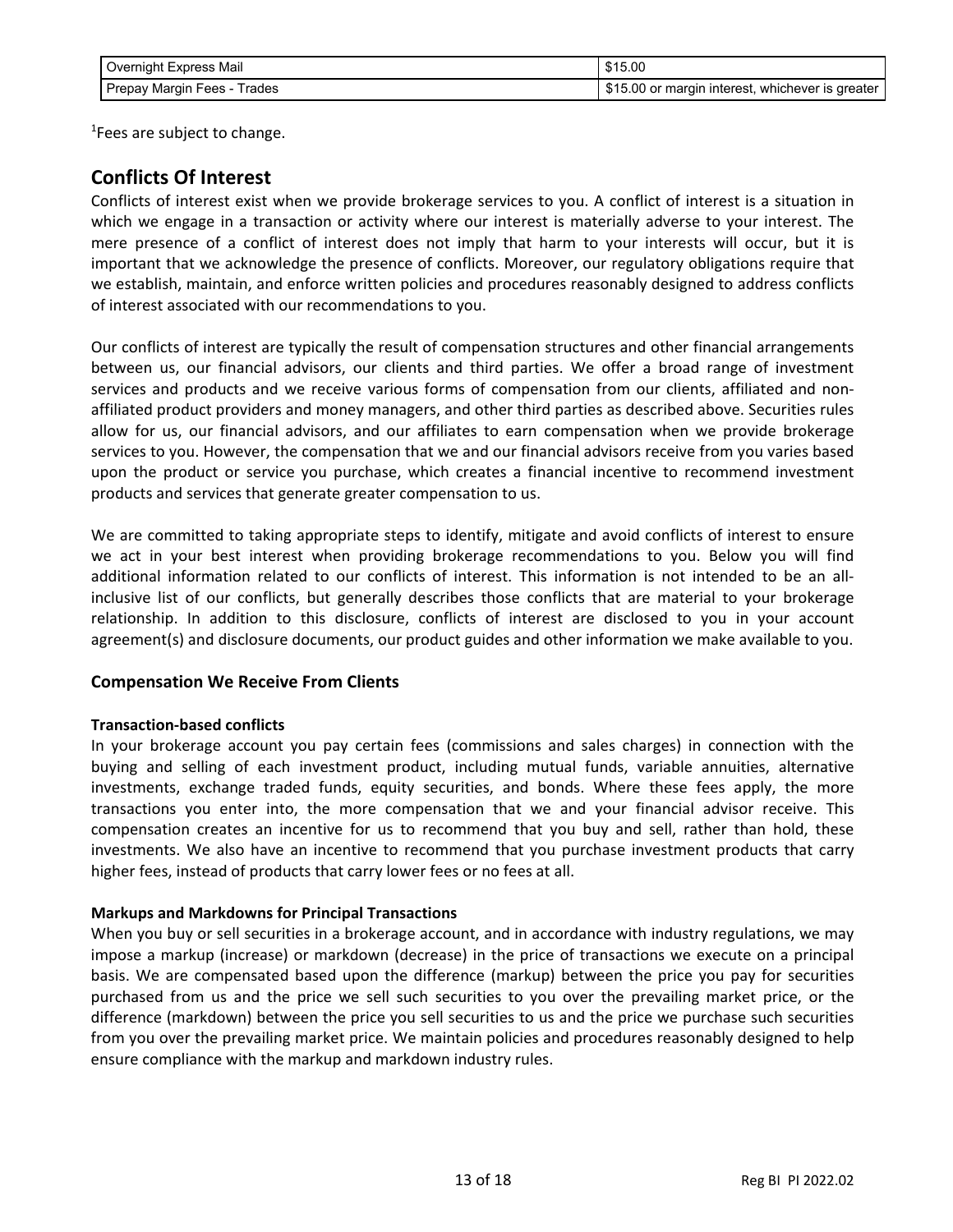| Overnight Express Mail | $15.00 |
| --- | --- |
| Prepay Margin Fees - Trades | $15.00 or margin interest, whichever is greater |

[1]Fees are subject to change.

## Conflicts Of Interest

Conflicts of interest exist when we provide brokerage services to you. A conflict of interest is a situation in which we engage in a transaction or activity where our interest is materially adverse to your interest. The mere presence of a conflict of interest does not imply that harm to your interests will occur, but it is important that we acknowledge the presence of conflicts. Moreover, our regulatory obligations require that we establish, maintain, and enforce written policies and procedures reasonably designed to address conflicts of interest associated with our recommendations to you.

Our conflicts of interest are typically the result of compensation structures and other financial arrangements between us, our financial advisors, our clients and third parties. We offer a broad range of investment services and products and we receive various forms of compensation from our clients, affiliated and non-affiliated product providers and money managers, and other third parties as described above. Securities rules allow for us, our financial advisors, and our affiliates to earn compensation when we provide brokerage services to you. However, the compensation that we and our financial advisors receive from you varies based upon the product or service you purchase, which creates a financial incentive to recommend investment products and services that generate greater compensation to us.

We are committed to taking appropriate steps to identify, mitigate and avoid conflicts of interest to ensure we act in your best interest when providing brokerage recommendations to you. Below you will find additional information related to our conflicts of interest. This information is not intended to be an all-inclusive list of our conflicts, but generally describes those conflicts that are material to your brokerage relationship. In addition to this disclosure, conflicts of interest are disclosed to you in your account agreement(s) and disclosure documents, our product guides and other information we make available to you.

### Compensation We Receive From Clients

**Transaction-based conflicts**

In your brokerage account you pay certain fees (commissions and sales charges) in connection with the buying and selling of each investment product, including mutual funds, variable annuities, alternative investments, exchange traded funds, equity securities, and bonds. Where these fees apply, the more transactions you enter into, the more compensation that we and your financial advisor receive. This compensation creates an incentive for us to recommend that you buy and sell, rather than hold, these investments. We also have an incentive to recommend that you purchase investment products that carry higher fees, instead of products that carry lower fees or no fees at all.

**Markups and Markdowns for Principal Transactions**

When you buy or sell securities in a brokerage account, and in accordance with industry regulations, we may impose a markup (increase) or markdown (decrease) in the price of transactions we execute on a principal basis. We are compensated based upon the difference (markup) between the price you pay for securities purchased from us and the price we sell such securities to you over the prevailing market price, or the difference (markdown) between the price you sell securities to us and the price we purchase such securities from you over the prevailing market price. We maintain policies and procedures reasonably designed to help ensure compliance with the markup and markdown industry rules.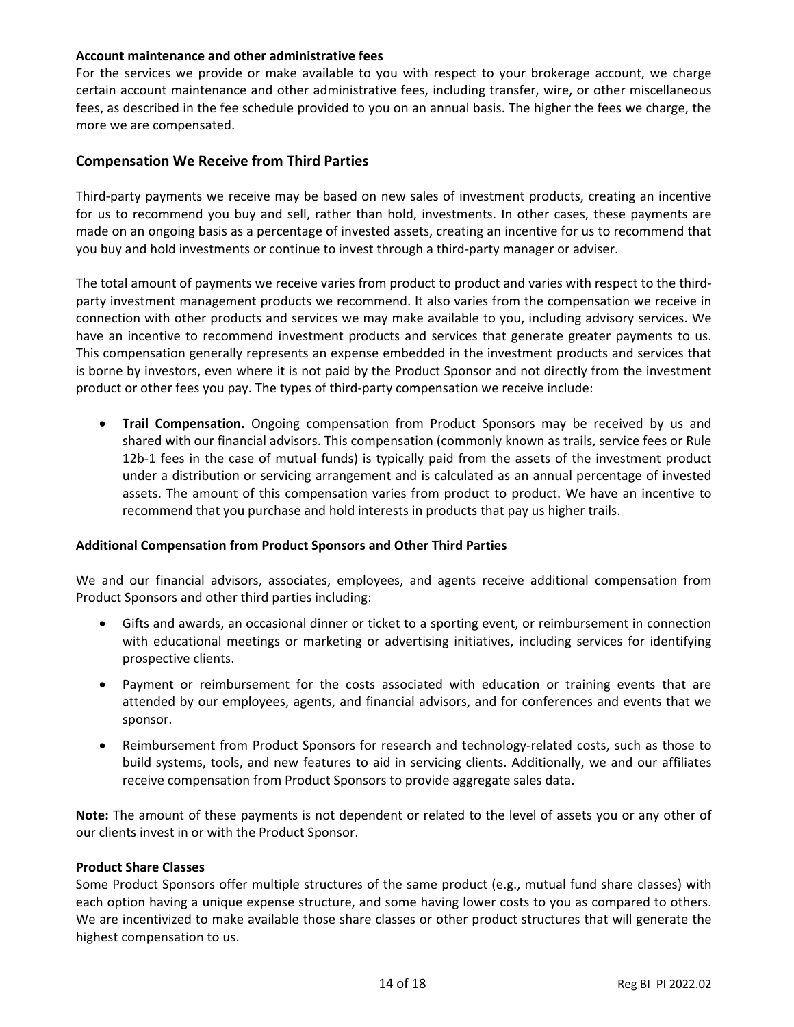**Account maintenance and other administrative fees**

For the services we provide or make available to you with respect to your brokerage account, we charge certain account maintenance and other administrative fees, including transfer, wire, or other miscellaneous fees, as described in the fee schedule provided to you on an annual basis. The higher the fees we charge, the more we are compensated.

## Compensation We Receive from Third Parties

Third-party payments we receive may be based on new sales of investment products, creating an incentive for us to recommend you buy and sell, rather than hold, investments. In other cases, these payments are made on an ongoing basis as a percentage of invested assets, creating an incentive for us to recommend that you buy and hold investments or continue to invest through a third-party manager or adviser.

The total amount of payments we receive varies from product to product and varies with respect to the third-party investment management products we recommend. It also varies from the compensation we receive in connection with other products and services we may make available to you, including advisory services. We have an incentive to recommend investment products and services that generate greater payments to us. This compensation generally represents an expense embedded in the investment products and services that is borne by investors, even where it is not paid by the Product Sponsor and not directly from the investment product or other fees you pay. The types of third-party compensation we receive include:

- **Trail Compensation.** Ongoing compensation from Product Sponsors may be received by us and shared with our financial advisors. This compensation (commonly known as trails, service fees or Rule 12b-1 fees in the case of mutual funds) is typically paid from the assets of the investment product under a distribution or servicing arrangement and is calculated as an annual percentage of invested assets. The amount of this compensation varies from product to product. We have an incentive to recommend that you purchase and hold interests in products that pay us higher trails.

**Additional Compensation from Product Sponsors and Other Third Parties**

We and our financial advisors, associates, employees, and agents receive additional compensation from Product Sponsors and other third parties including:

- Gifts and awards, an occasional dinner or ticket to a sporting event, or reimbursement in connection with educational meetings or marketing or advertising initiatives, including services for identifying prospective clients.
- Payment or reimbursement for the costs associated with education or training events that are attended by our employees, agents, and financial advisors, and for conferences and events that we sponsor.
- Reimbursement from Product Sponsors for research and technology-related costs, such as those to build systems, tools, and new features to aid in servicing clients. Additionally, we and our affiliates receive compensation from Product Sponsors to provide aggregate sales data.

**Note:** The amount of these payments is not dependent or related to the level of assets you or any other of our clients invest in or with the Product Sponsor.

**Product Share Classes**

Some Product Sponsors offer multiple structures of the same product (e.g., mutual fund share classes) with each option having a unique expense structure, and some having lower costs to you as compared to others. We are incentivized to make available those share classes or other product structures that will generate the highest compensation to us.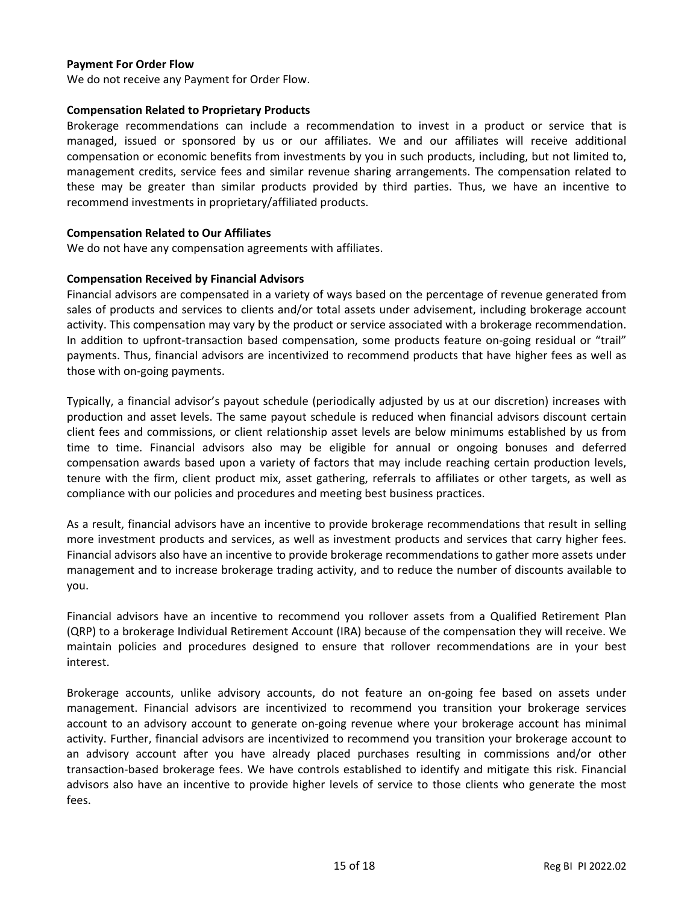**Payment For Order Flow**

We do not receive any Payment for Order Flow.

**Compensation Related to Proprietary Products**

Brokerage recommendations can include a recommendation to invest in a product or service that is managed, issued or sponsored by us or our affiliates. We and our affiliates will receive additional compensation or economic benefits from investments by you in such products, including, but not limited to, management credits, service fees and similar revenue sharing arrangements. The compensation related to these may be greater than similar products provided by third parties. Thus, we have an incentive to recommend investments in proprietary/affiliated products.

**Compensation Related to Our Affiliates**

We do not have any compensation agreements with affiliates.

**Compensation Received by Financial Advisors**

Financial advisors are compensated in a variety of ways based on the percentage of revenue generated from sales of products and services to clients and/or total assets under advisement, including brokerage account activity. This compensation may vary by the product or service associated with a brokerage recommendation. In addition to upfront-transaction based compensation, some products feature on-going residual or "trail" payments. Thus, financial advisors are incentivized to recommend products that have higher fees as well as those with on-going payments.

Typically, a financial advisor's payout schedule (periodically adjusted by us at our discretion) increases with production and asset levels. The same payout schedule is reduced when financial advisors discount certain client fees and commissions, or client relationship asset levels are below minimums established by us from time to time. Financial advisors also may be eligible for annual or ongoing bonuses and deferred compensation awards based upon a variety of factors that may include reaching certain production levels, tenure with the firm, client product mix, asset gathering, referrals to affiliates or other targets, as well as compliance with our policies and procedures and meeting best business practices.

As a result, financial advisors have an incentive to provide brokerage recommendations that result in selling more investment products and services, as well as investment products and services that carry higher fees. Financial advisors also have an incentive to provide brokerage recommendations to gather more assets under management and to increase brokerage trading activity, and to reduce the number of discounts available to you.

Financial advisors have an incentive to recommend you rollover assets from a Qualified Retirement Plan (QRP) to a brokerage Individual Retirement Account (IRA) because of the compensation they will receive. We maintain policies and procedures designed to ensure that rollover recommendations are in your best interest.

Brokerage accounts, unlike advisory accounts, do not feature an on-going fee based on assets under management. Financial advisors are incentivized to recommend you transition your brokerage services account to an advisory account to generate on-going revenue where your brokerage account has minimal activity. Further, financial advisors are incentivized to recommend you transition your brokerage account to an advisory account after you have already placed purchases resulting in commissions and/or other transaction-based brokerage fees. We have controls established to identify and mitigate this risk. Financial advisors also have an incentive to provide higher levels of service to those clients who generate the most fees.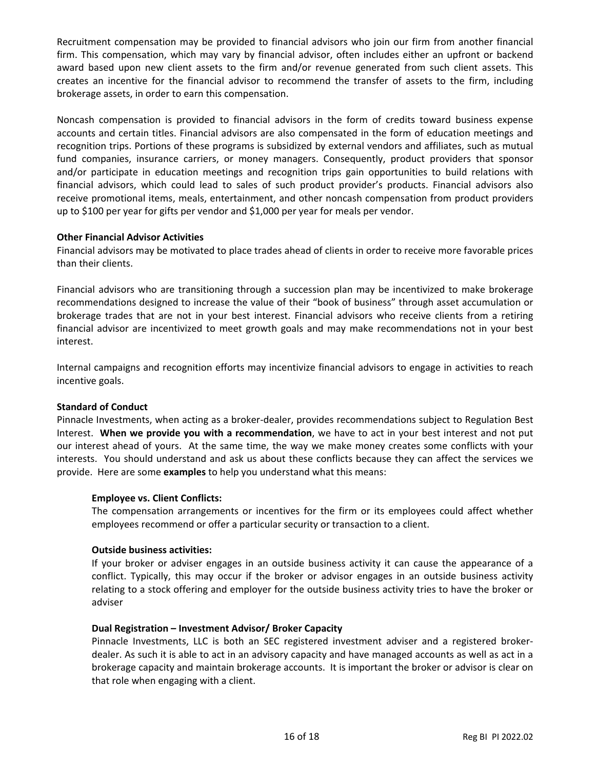Recruitment compensation may be provided to financial advisors who join our firm from another financial firm. This compensation, which may vary by financial advisor, often includes either an upfront or backend award based upon new client assets to the firm and/or revenue generated from such client assets. This creates an incentive for the financial advisor to recommend the transfer of assets to the firm, including brokerage assets, in order to earn this compensation.

Noncash compensation is provided to financial advisors in the form of credits toward business expense accounts and certain titles. Financial advisors are also compensated in the form of education meetings and recognition trips. Portions of these programs is subsidized by external vendors and affiliates, such as mutual fund companies, insurance carriers, or money managers. Consequently, product providers that sponsor and/or participate in education meetings and recognition trips gain opportunities to build relations with financial advisors, which could lead to sales of such product provider's products. Financial advisors also receive promotional items, meals, entertainment, and other noncash compensation from product providers up to $100 per year for gifts per vendor and $1,000 per year for meals per vendor.

**Other Financial Advisor Activities**

Financial advisors may be motivated to place trades ahead of clients in order to receive more favorable prices than their clients.

Financial advisors who are transitioning through a succession plan may be incentivized to make brokerage recommendations designed to increase the value of their "book of business" through asset accumulation or brokerage trades that are not in your best interest. Financial advisors who receive clients from a retiring financial advisor are incentivized to meet growth goals and may make recommendations not in your best interest.

Internal campaigns and recognition efforts may incentivize financial advisors to engage in activities to reach incentive goals.

**Standard of Conduct**

Pinnacle Investments, when acting as a broker-dealer, provides recommendations subject to Regulation Best Interest. **When we provide you with a recommendation**, we have to act in your best interest and not put our interest ahead of yours. At the same time, the way we make money creates some conflicts with your interests. You should understand and ask us about these conflicts because they can affect the services we provide. Here are some **examples** to help you understand what this means:

**Employee vs. Client Conflicts:**

The compensation arrangements or incentives for the firm or its employees could affect whether employees recommend or offer a particular security or transaction to a client.

**Outside business activities:**

If your broker or adviser engages in an outside business activity it can cause the appearance of a conflict. Typically, this may occur if the broker or advisor engages in an outside business activity relating to a stock offering and employer for the outside business activity tries to have the broker or adviser

**Dual Registration – Investment Advisor/ Broker Capacity**

Pinnacle Investments, LLC is both an SEC registered investment adviser and a registered broker-dealer. As such it is able to act in an advisory capacity and have managed accounts as well as act in a brokerage capacity and maintain brokerage accounts. It is important the broker or advisor is clear on that role when engaging with a client.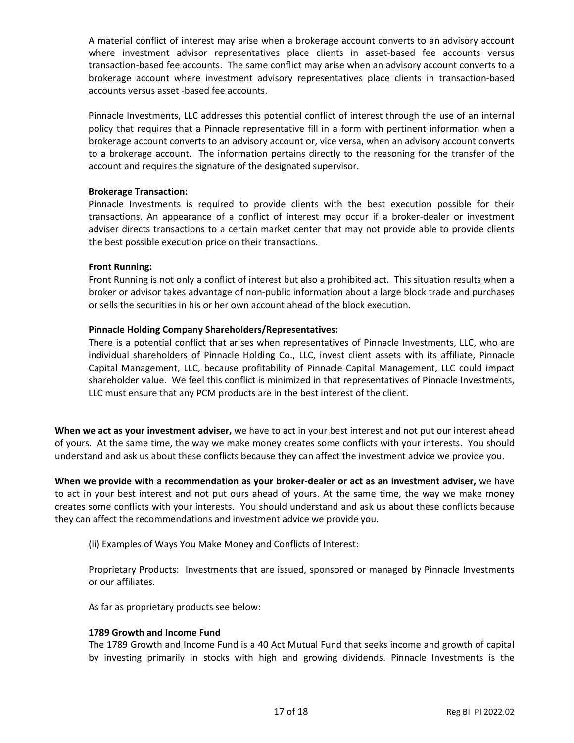A material conflict of interest may arise when a brokerage account converts to an advisory account where investment advisor representatives place clients in asset-based fee accounts versus transaction-based fee accounts. The same conflict may arise when an advisory account converts to a brokerage account where investment advisory representatives place clients in transaction-based accounts versus asset -based fee accounts.

Pinnacle Investments, LLC addresses this potential conflict of interest through the use of an internal policy that requires that a Pinnacle representative fill in a form with pertinent information when a brokerage account converts to an advisory account or, vice versa, when an advisory account converts to a brokerage account. The information pertains directly to the reasoning for the transfer of the account and requires the signature of the designated supervisor.

**Brokerage Transaction:**
Pinnacle Investments is required to provide clients with the best execution possible for their transactions. An appearance of a conflict of interest may occur if a broker-dealer or investment adviser directs transactions to a certain market center that may not provide able to provide clients the best possible execution price on their transactions.

**Front Running:**
Front Running is not only a conflict of interest but also a prohibited act. This situation results when a broker or advisor takes advantage of non-public information about a large block trade and purchases or sells the securities in his or her own account ahead of the block execution.

**Pinnacle Holding Company Shareholders/Representatives:**
There is a potential conflict that arises when representatives of Pinnacle Investments, LLC, who are individual shareholders of Pinnacle Holding Co., LLC, invest client assets with its affiliate, Pinnacle Capital Management, LLC, because profitability of Pinnacle Capital Management, LLC could impact shareholder value. We feel this conflict is minimized in that representatives of Pinnacle Investments, LLC must ensure that any PCM products are in the best interest of the client.

**When we act as your investment adviser,** we have to act in your best interest and not put our interest ahead of yours. At the same time, the way we make money creates some conflicts with your interests. You should understand and ask us about these conflicts because they can affect the investment advice we provide you.

**When we provide with a recommendation as your broker-dealer or act as an investment adviser,** we have to act in your best interest and not put ours ahead of yours. At the same time, the way we make money creates some conflicts with your interests. You should understand and ask us about these conflicts because they can affect the recommendations and investment advice we provide you.

(ii) Examples of Ways You Make Money and Conflicts of Interest:

Proprietary Products: Investments that are issued, sponsored or managed by Pinnacle Investments or our affiliates.

As far as proprietary products see below:

**1789 Growth and Income Fund**
The 1789 Growth and Income Fund is a 40 Act Mutual Fund that seeks income and growth of capital by investing primarily in stocks with high and growing dividends. Pinnacle Investments is the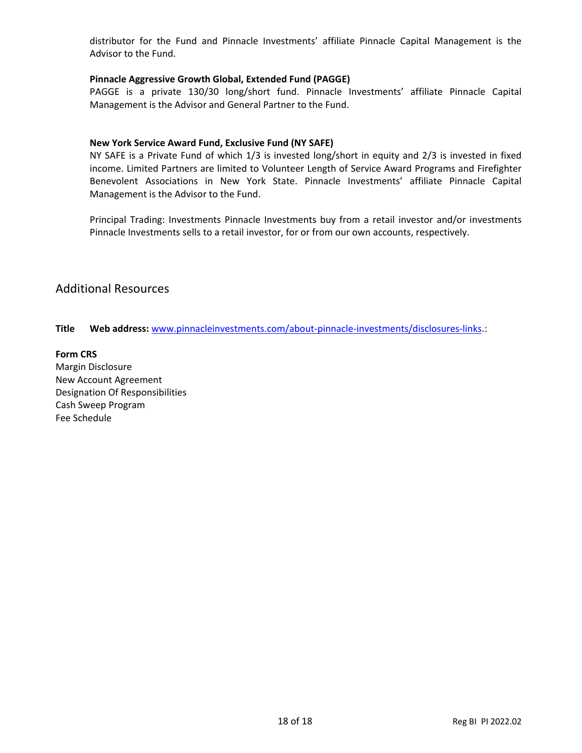distributor for the Fund and Pinnacle Investments' affiliate Pinnacle Capital Management is the Advisor to the Fund.

**Pinnacle Aggressive Growth Global, Extended Fund (PAGGE)**

PAGGE is a private 130/30 long/short fund. Pinnacle Investments' affiliate Pinnacle Capital Management is the Advisor and General Partner to the Fund.

**New York Service Award Fund, Exclusive Fund (NY SAFE)**

NY SAFE is a Private Fund of which 1/3 is invested long/short in equity and 2/3 is invested in fixed income. Limited Partners are limited to Volunteer Length of Service Award Programs and Firefighter Benevolent Associations in New York State. Pinnacle Investments' affiliate Pinnacle Capital Management is the Advisor to the Fund.

Principal Trading: Investments Pinnacle Investments buy from a retail investor and/or investments Pinnacle Investments sells to a retail investor, for or from our own accounts, respectively.

## Additional Resources

**Title** **Web address:** www.pinnacleinvestments.com/about-pinnacle-investments/disclosures-links.:

**Form CRS**
Margin Disclosure
New Account Agreement
Designation Of Responsibilities
Cash Sweep Program
Fee Schedule